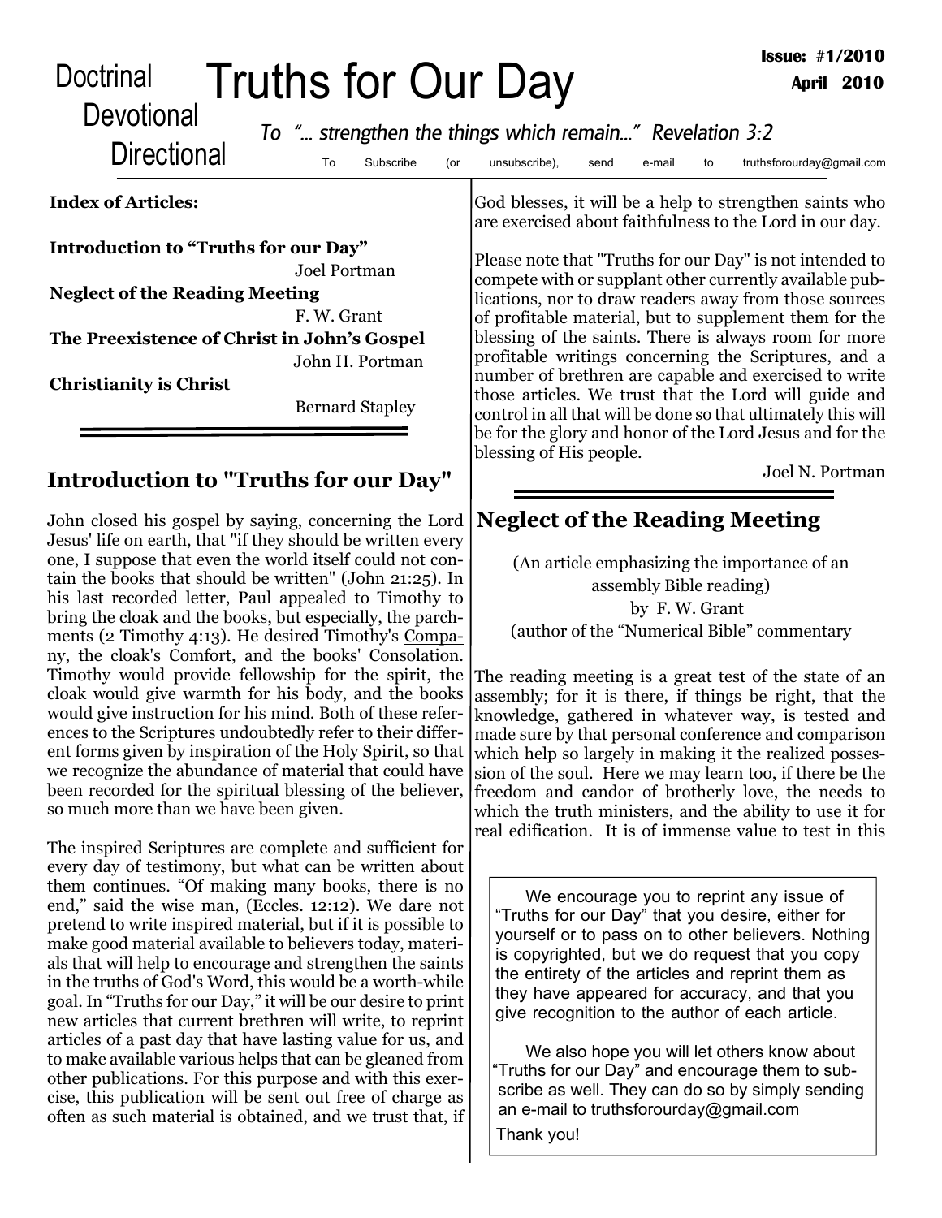# Truths for Our Day

Doctrinal
Devotional
Directional

Issue: #1/2010
April 2010

*To "... strengthen the things which remain..." Revelation 3:2*

To Subscribe (or unsubscribe), send e-mail to truthsforourday@gmail.com

**Index of Articles:**

**Introduction to "Truths for our Day"**
Joel Portman

**Neglect of the Reading Meeting**
F. W. Grant

**The Preexistence of Christ in John's Gospel**
John H. Portman

**Christianity is Christ**
Bernard Stapley

## Introduction to "Truths for our Day"

John closed his gospel by saying, concerning the Lord Jesus' life on earth, that "if they should be written every one, I suppose that even the world itself could not contain the books that should be written" (John 21:25). In his last recorded letter, Paul appealed to Timothy to bring the cloak and the books, but especially, the parchments (2 Timothy 4:13). He desired Timothy's Company, the cloak's Comfort, and the books' Consolation. Timothy would provide fellowship for the spirit, the cloak would give warmth for his body, and the books would give instruction for his mind. Both of these references to the Scriptures undoubtedly refer to their different forms given by inspiration of the Holy Spirit, so that we recognize the abundance of material that could have been recorded for the spiritual blessing of the believer, so much more than we have been given.

The inspired Scriptures are complete and sufficient for every day of testimony, but what can be written about them continues. "Of making many books, there is no end," said the wise man, (Eccles. 12:12). We dare not pretend to write inspired material, but if it is possible to make good material available to believers today, materials that will help to encourage and strengthen the saints in the truths of God's Word, this would be a worth-while goal. In "Truths for our Day," it will be our desire to print new articles that current brethren will write, to reprint articles of a past day that have lasting value for us, and to make available various helps that can be gleaned from other publications. For this purpose and with this exercise, this publication will be sent out free of charge as often as such material is obtained, and we trust that, if God blesses, it will be a help to strengthen saints who are exercised about faithfulness to the Lord in our day.

Please note that "Truths for our Day" is not intended to compete with or supplant other currently available publications, nor to draw readers away from those sources of profitable material, but to supplement them for the blessing of the saints. There is always room for more profitable writings concerning the Scriptures, and a number of brethren are capable and exercised to write those articles. We trust that the Lord will guide and control in all that will be done so that ultimately this will be for the glory and honor of the Lord Jesus and for the blessing of His people.

Joel N. Portman

## Neglect of the Reading Meeting

(An article emphasizing the importance of an assembly Bible reading)
by F. W. Grant
(author of the "Numerical Bible" commentary

The reading meeting is a great test of the state of an assembly; for it is there, if things be right, that the knowledge, gathered in whatever way, is tested and made sure by that personal conference and comparison which help so largely in making it the realized possession of the soul. Here we may learn too, if there be the freedom and candor of brotherly love, the needs to which the truth ministers, and the ability to use it for real edification. It is of immense value to test in this

> We encourage you to reprint any issue of "Truths for our Day" that you desire, either for yourself or to pass on to other believers. Nothing is copyrighted, but we do request that you copy the entirety of the articles and reprint them as they have appeared for accuracy, and that you give recognition to the author of each article.
>
> We also hope you will let others know about "Truths for our Day" and encourage them to subscribe as well. They can do so by simply sending an e-mail to truthsforourday@gmail.com
>
> Thank you!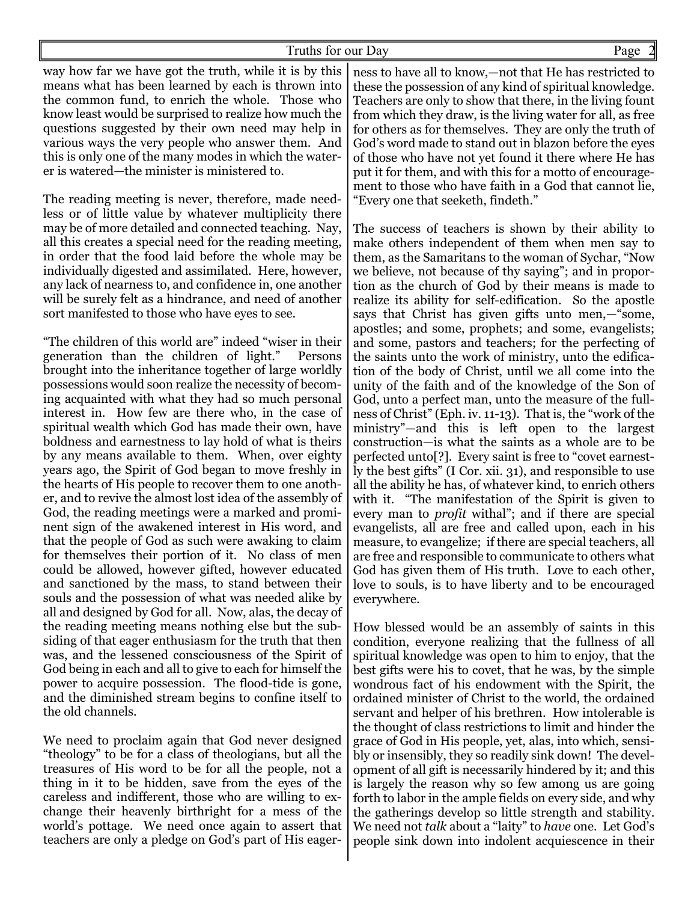way how far we have got the truth, while it is by this means what has been learned by each is thrown into the common fund, to enrich the whole. Those who know least would be surprised to realize how much the questions suggested by their own need may help in various ways the very people who answer them. And this is only one of the many modes in which the waterer is watered—the minister is ministered to.

The reading meeting is never, therefore, made needless or of little value by whatever multiplicity there may be of more detailed and connected teaching. Nay, all this creates a special need for the reading meeting, in order that the food laid before the whole may be individually digested and assimilated. Here, however, any lack of nearness to, and confidence in, one another will be surely felt as a hindrance, and need of another sort manifested to those who have eyes to see.

"The children of this world are" indeed "wiser in their generation than the children of light." Persons brought into the inheritance together of large worldly possessions would soon realize the necessity of becoming acquainted with what they had so much personal interest in. How few are there who, in the case of spiritual wealth which God has made their own, have boldness and earnestness to lay hold of what is theirs by any means available to them. When, over eighty years ago, the Spirit of God began to move freshly in the hearts of His people to recover them to one another, and to revive the almost lost idea of the assembly of God, the reading meetings were a marked and prominent sign of the awakened interest in His word, and that the people of God as such were awaking to claim for themselves their portion of it. No class of men could be allowed, however gifted, however educated and sanctioned by the mass, to stand between their souls and the possession of what was needed alike by all and designed by God for all. Now, alas, the decay of the reading meeting means nothing else but the subsiding of that eager enthusiasm for the truth that then was, and the lessened consciousness of the Spirit of God being in each and all to give to each for himself the power to acquire possession. The flood-tide is gone, and the diminished stream begins to confine itself to the old channels.

We need to proclaim again that God never designed "theology" to be for a class of theologians, but all the treasures of His word to be for all the people, not a thing in it to be hidden, save from the eyes of the careless and indifferent, those who are willing to exchange their heavenly birthright for a mess of the world's pottage. We need once again to assert that teachers are only a pledge on God's part of His eagerness to have all to know,—not that He has restricted to these the possession of any kind of spiritual knowledge. Teachers are only to show that there, in the living fount from which they draw, is the living water for all, as free for others as for themselves. They are only the truth of God's word made to stand out in blazon before the eyes of those who have not yet found it there where He has put it for them, and with this for a motto of encouragement to those who have faith in a God that cannot lie, "Every one that seeketh, findeth."

The success of teachers is shown by their ability to make others independent of them when men say to them, as the Samaritans to the woman of Sychar, "Now we believe, not because of thy saying"; and in proportion as the church of God by their means is made to realize its ability for self-edification. So the apostle says that Christ has given gifts unto men,—"some, apostles; and some, prophets; and some, evangelists; and some, pastors and teachers; for the perfecting of the saints unto the work of ministry, unto the edification of the body of Christ, until we all come into the unity of the faith and of the knowledge of the Son of God, unto a perfect man, unto the measure of the fullness of Christ" (Eph. iv. 11-13). That is, the "work of the ministry"—and this is left open to the largest construction—is what the saints as a whole are to be perfected unto[?]. Every saint is free to "covet earnestly the best gifts" (I Cor. xii. 31), and responsible to use all the ability he has, of whatever kind, to enrich others with it. "The manifestation of the Spirit is given to every man to *profit* withal"; and if there are special evangelists, all are free and called upon, each in his measure, to evangelize; if there are special teachers, all are free and responsible to communicate to others what God has given them of His truth. Love to each other, love to souls, is to have liberty and to be encouraged everywhere.

How blessed would be an assembly of saints in this condition, everyone realizing that the fullness of all spiritual knowledge was open to him to enjoy, that the best gifts were his to covet, that he was, by the simple wondrous fact of his endowment with the Spirit, the ordained minister of Christ to the world, the ordained servant and helper of his brethren. How intolerable is the thought of class restrictions to limit and hinder the grace of God in His people, yet, alas, into which, sensibly or insensibly, they so readily sink down! The development of all gift is necessarily hindered by it; and this is largely the reason why so few among us are going forth to labor in the ample fields on every side, and why the gatherings develop so little strength and stability. We need not *talk* about a "laity" to *have* one. Let God's people sink down into indolent acquiescence in their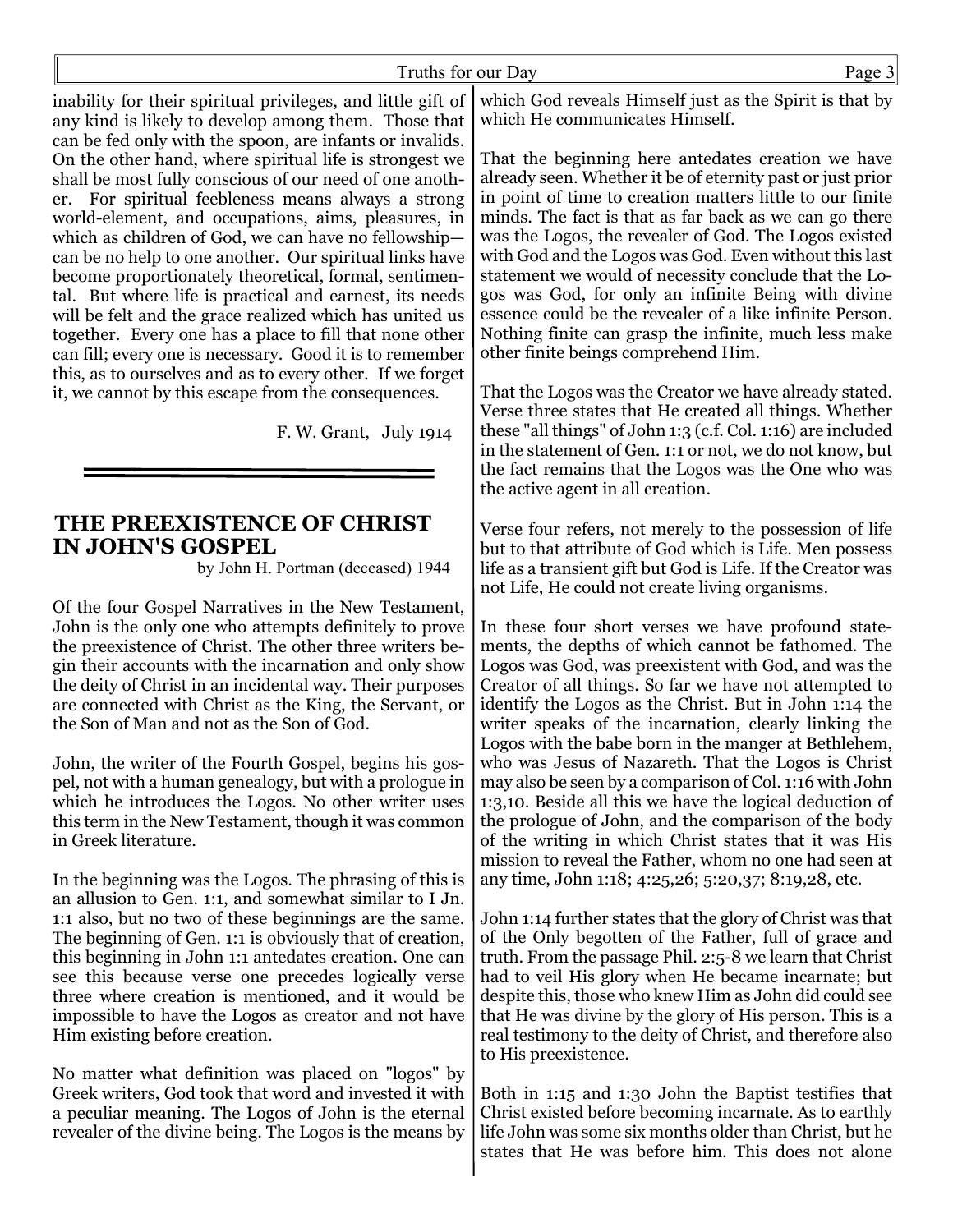inability for their spiritual privileges, and little gift of any kind is likely to develop among them. Those that can be fed only with the spoon, are infants or invalids. On the other hand, where spiritual life is strongest we shall be most fully conscious of our need of one another. For spiritual feebleness means always a strong world-element, and occupations, aims, pleasures, in which as children of God, we can have no fellowship—can be no help to one another. Our spiritual links have become proportionately theoretical, formal, sentimental. But where life is practical and earnest, its needs will be felt and the grace realized which has united us together. Every one has a place to fill that none other can fill; every one is necessary. Good it is to remember this, as to ourselves and as to every other. If we forget it, we cannot by this escape from the consequences.

F. W. Grant, July 1914

## THE PREEXISTENCE OF CHRIST IN JOHN'S GOSPEL

by John H. Portman (deceased) 1944

Of the four Gospel Narratives in the New Testament, John is the only one who attempts definitely to prove the preexistence of Christ. The other three writers begin their accounts with the incarnation and only show the deity of Christ in an incidental way. Their purposes are connected with Christ as the King, the Servant, or the Son of Man and not as the Son of God.

John, the writer of the Fourth Gospel, begins his gospel, not with a human genealogy, but with a prologue in which he introduces the Logos. No other writer uses this term in the New Testament, though it was common in Greek literature.

In the beginning was the Logos. The phrasing of this is an allusion to Gen. 1:1, and somewhat similar to I Jn. 1:1 also, but no two of these beginnings are the same. The beginning of Gen. 1:1 is obviously that of creation, this beginning in John 1:1 antedates creation. One can see this because verse one precedes logically verse three where creation is mentioned, and it would be impossible to have the Logos as creator and not have Him existing before creation.

No matter what definition was placed on "logos" by Greek writers, God took that word and invested it with a peculiar meaning. The Logos of John is the eternal revealer of the divine being. The Logos is the means by which God reveals Himself just as the Spirit is that by which He communicates Himself.

That the beginning here antedates creation we have already seen. Whether it be of eternity past or just prior in point of time to creation matters little to our finite minds. The fact is that as far back as we can go there was the Logos, the revealer of God. The Logos existed with God and the Logos was God. Even without this last statement we would of necessity conclude that the Logos was God, for only an infinite Being with divine essence could be the revealer of a like infinite Person. Nothing finite can grasp the infinite, much less make other finite beings comprehend Him.

That the Logos was the Creator we have already stated. Verse three states that He created all things. Whether these "all things" of John 1:3 (c.f. Col. 1:16) are included in the statement of Gen. 1:1 or not, we do not know, but the fact remains that the Logos was the One who was the active agent in all creation.

Verse four refers, not merely to the possession of life but to that attribute of God which is Life. Men possess life as a transient gift but God is Life. If the Creator was not Life, He could not create living organisms.

In these four short verses we have profound statements, the depths of which cannot be fathomed. The Logos was God, was preexistent with God, and was the Creator of all things. So far we have not attempted to identify the Logos as the Christ. But in John 1:14 the writer speaks of the incarnation, clearly linking the Logos with the babe born in the manger at Bethlehem, who was Jesus of Nazareth. That the Logos is Christ may also be seen by a comparison of Col. 1:16 with John 1:3,10. Beside all this we have the logical deduction of the prologue of John, and the comparison of the body of the writing in which Christ states that it was His mission to reveal the Father, whom no one had seen at any time, John 1:18; 4:25,26; 5:20,37; 8:19,28, etc.

John 1:14 further states that the glory of Christ was that of the Only begotten of the Father, full of grace and truth. From the passage Phil. 2:5-8 we learn that Christ had to veil His glory when He became incarnate; but despite this, those who knew Him as John did could see that He was divine by the glory of His person. This is a real testimony to the deity of Christ, and therefore also to His preexistence.

Both in 1:15 and 1:30 John the Baptist testifies that Christ existed before becoming incarnate. As to earthly life John was some six months older than Christ, but he states that He was before him. This does not alone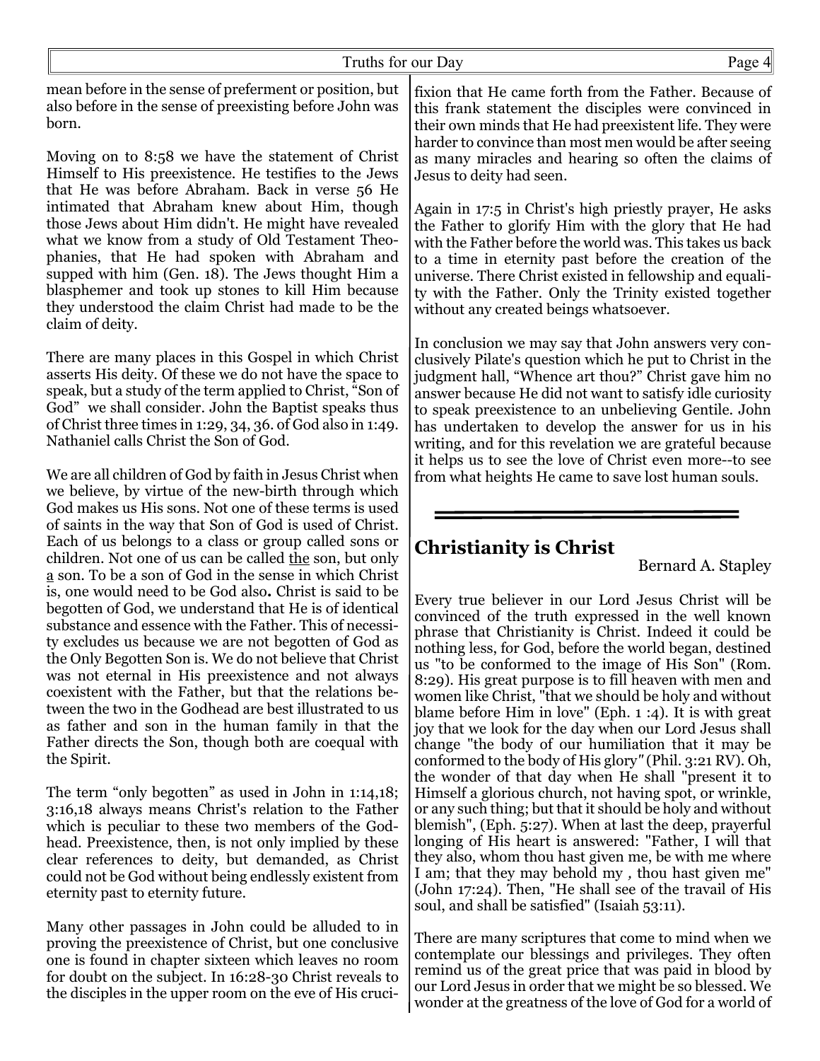mean before in the sense of preferment or position, but also before in the sense of preexisting before John was born.

Moving on to 8:58 we have the statement of Christ Himself to His preexistence. He testifies to the Jews that He was before Abraham. Back in verse 56 He intimated that Abraham knew about Him, though those Jews about Him didn't. He might have revealed what we know from a study of Old Testament Theophanies, that He had spoken with Abraham and supped with him (Gen. 18). The Jews thought Him a blasphemer and took up stones to kill Him because they understood the claim Christ had made to be the claim of deity.

There are many places in this Gospel in which Christ asserts His deity. Of these we do not have the space to speak, but a study of the term applied to Christ, "Son of God" we shall consider. John the Baptist speaks thus of Christ three times in 1:29, 34, 36. of God also in 1:49. Nathaniel calls Christ the Son of God.

We are all children of God by faith in Jesus Christ when we believe, by virtue of the new-birth through which God makes us His sons. Not one of these terms is used of saints in the way that Son of God is used of Christ. Each of us belongs to a class or group called sons or children. Not one of us can be called the son, but only a son. To be a son of God in the sense in which Christ is, one would need to be God also**.** Christ is said to be begotten of God, we understand that He is of identical substance and essence with the Father. This of necessity excludes us because we are not begotten of God as the Only Begotten Son is. We do not believe that Christ was not eternal in His preexistence and not always coexistent with the Father, but that the relations between the two in the Godhead are best illustrated to us as father and son in the human family in that the Father directs the Son, though both are coequal with the Spirit.

The term "only begotten" as used in John in 1:14,18; 3:16,18 always means Christ's relation to the Father which is peculiar to these two members of the Godhead. Preexistence, then, is not only implied by these clear references to deity, but demanded, as Christ could not be God without being endlessly existent from eternity past to eternity future.

Many other passages in John could be alluded to in proving the preexistence of Christ, but one conclusive one is found in chapter sixteen which leaves no room for doubt on the subject. In 16:28-30 Christ reveals to the disciples in the upper room on the eve of His crucifixion that He came forth from the Father. Because of this frank statement the disciples were convinced in their own minds that He had preexistent life. They were harder to convince than most men would be after seeing as many miracles and hearing so often the claims of Jesus to deity had seen.

Again in 17:5 in Christ's high priestly prayer, He asks the Father to glorify Him with the glory that He had with the Father before the world was. This takes us back to a time in eternity past before the creation of the universe. There Christ existed in fellowship and equality with the Father. Only the Trinity existed together without any created beings whatsoever.

In conclusion we may say that John answers very conclusively Pilate's question which he put to Christ in the judgment hall, "Whence art thou?" Christ gave him no answer because He did not want to satisfy idle curiosity to speak preexistence to an unbelieving Gentile. John has undertaken to develop the answer for us in his writing, and for this revelation we are grateful because it helps us to see the love of Christ even more--to see from what heights He came to save lost human souls.

---

## Christianity is Christ

Bernard A. Stapley

Every true believer in our Lord Jesus Christ will be convinced of the truth expressed in the well known phrase that Christianity is Christ. Indeed it could be nothing less, for God, before the world began, destined us "to be conformed to the image of His Son" (Rom. 8:29). His great purpose is to fill heaven with men and women like Christ, "that we should be holy and without blame before Him in love" (Eph. 1 :4). It is with great joy that we look for the day when our Lord Jesus shall change "the body of our humiliation that it may be conformed to the body of His glory" (Phil. 3:21 RV). Oh, the wonder of that day when He shall "present it to Himself a glorious church, not having spot, or wrinkle, or any such thing; but that it should be holy and without blemish", (Eph. 5:27). When at last the deep, prayerful longing of His heart is answered: "Father, I will that they also, whom thou hast given me, be with me where I am; that they may behold my , thou hast given me" (John 17:24). Then, "He shall see of the travail of His soul, and shall be satisfied" (Isaiah 53:11).

There are many scriptures that come to mind when we contemplate our blessings and privileges. They often remind us of the great price that was paid in blood by our Lord Jesus in order that we might be so blessed. We wonder at the greatness of the love of God for a world of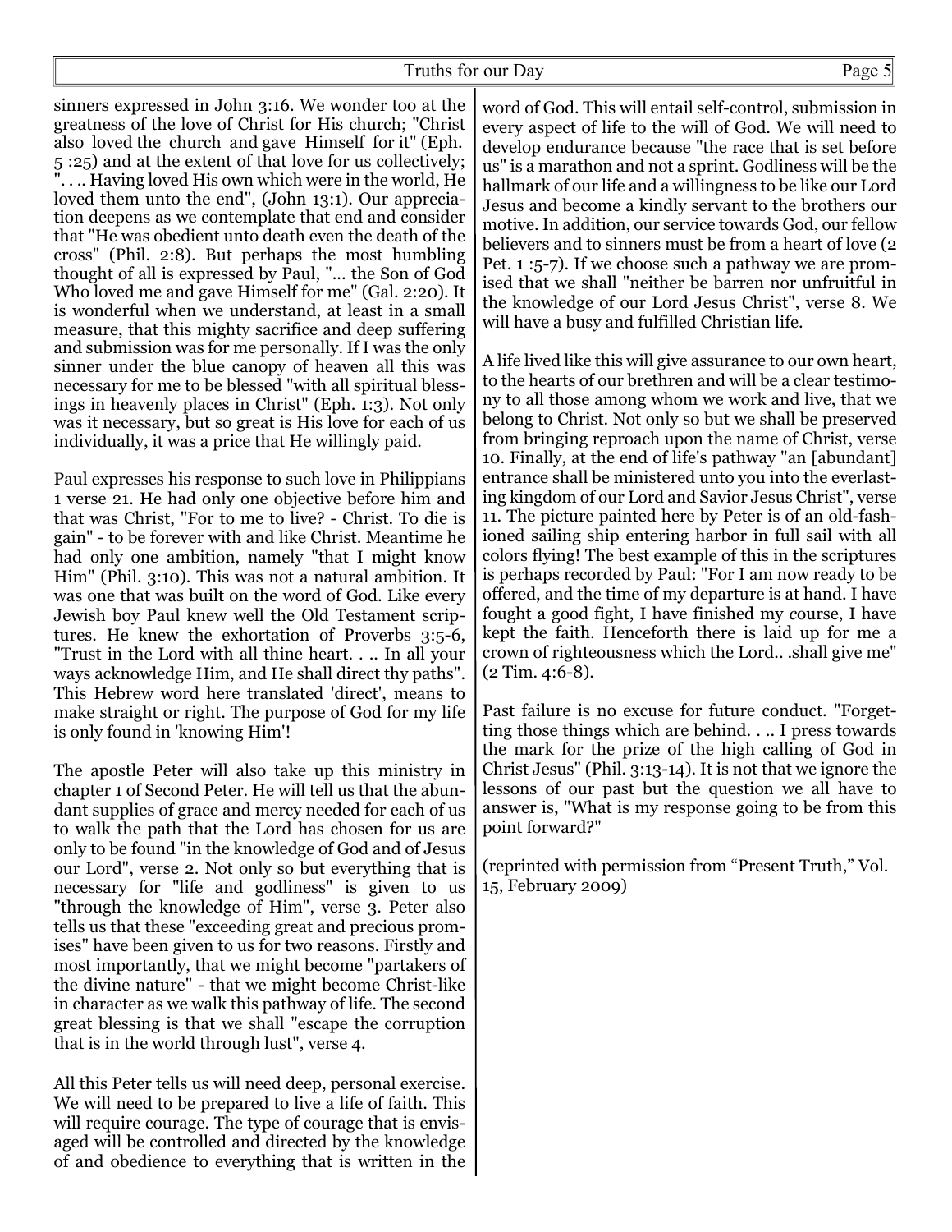sinners expressed in John 3:16. We wonder too at the greatness of the love of Christ for His church; "Christ also loved the church and gave Himself for it" (Eph. 5 :25) and at the extent of that love for us collectively; ". . .. Having loved His own which were in the world, He loved them unto the end", (John 13:1). Our appreciation deepens as we contemplate that end and consider that "He was obedient unto death even the death of the cross" (Phil. 2:8). But perhaps the most humbling thought of all is expressed by Paul, "... the Son of God Who loved me and gave Himself for me" (Gal. 2:20). It is wonderful when we understand, at least in a small measure, that this mighty sacrifice and deep suffering and submission was for me personally. If I was the only sinner under the blue canopy of heaven all this was necessary for me to be blessed "with all spiritual blessings in heavenly places in Christ" (Eph. 1:3). Not only was it necessary, but so great is His love for each of us individually, it was a price that He willingly paid.

Paul expresses his response to such love in Philippians 1 verse 21. He had only one objective before him and that was Christ, "For to me to live? - Christ. To die is gain" - to be forever with and like Christ. Meantime he had only one ambition, namely "that I might know Him" (Phil. 3:10). This was not a natural ambition. It was one that was built on the word of God. Like every Jewish boy Paul knew well the Old Testament scriptures. He knew the exhortation of Proverbs 3:5-6, "Trust in the Lord with all thine heart. . .. In all your ways acknowledge Him, and He shall direct thy paths". This Hebrew word here translated 'direct', means to make straight or right. The purpose of God for my life is only found in 'knowing Him'!

The apostle Peter will also take up this ministry in chapter 1 of Second Peter. He will tell us that the abundant supplies of grace and mercy needed for each of us to walk the path that the Lord has chosen for us are only to be found "in the knowledge of God and of Jesus our Lord", verse 2. Not only so but everything that is necessary for "life and godliness" is given to us "through the knowledge of Him", verse 3. Peter also tells us that these "exceeding great and precious promises" have been given to us for two reasons. Firstly and most importantly, that we might become "partakers of the divine nature" - that we might become Christ-like in character as we walk this pathway of life. The second great blessing is that we shall "escape the corruption that is in the world through lust", verse 4.

All this Peter tells us will need deep, personal exercise. We will need to be prepared to live a life of faith. This will require courage. The type of courage that is envisaged will be controlled and directed by the knowledge of and obedience to everything that is written in the word of God. This will entail self-control, submission in every aspect of life to the will of God. We will need to develop endurance because "the race that is set before us" is a marathon and not a sprint. Godliness will be the hallmark of our life and a willingness to be like our Lord Jesus and become a kindly servant to the brothers our motive. In addition, our service towards God, our fellow believers and to sinners must be from a heart of love (2 Pet. 1 :5-7). If we choose such a pathway we are promised that we shall "neither be barren nor unfruitful in the knowledge of our Lord Jesus Christ", verse 8. We will have a busy and fulfilled Christian life.

A life lived like this will give assurance to our own heart, to the hearts of our brethren and will be a clear testimony to all those among whom we work and live, that we belong to Christ. Not only so but we shall be preserved from bringing reproach upon the name of Christ, verse 10. Finally, at the end of life's pathway "an [abundant] entrance shall be ministered unto you into the everlasting kingdom of our Lord and Savior Jesus Christ", verse 11. The picture painted here by Peter is of an old-fashioned sailing ship entering harbor in full sail with all colors flying! The best example of this in the scriptures is perhaps recorded by Paul: "For I am now ready to be offered, and the time of my departure is at hand. I have fought a good fight, I have finished my course, I have kept the faith. Henceforth there is laid up for me a crown of righteousness which the Lord.. .shall give me" (2 Tim. 4:6-8).

Past failure is no excuse for future conduct. "Forgetting those things which are behind. . .. I press towards the mark for the prize of the high calling of God in Christ Jesus" (Phil. 3:13-14). It is not that we ignore the lessons of our past but the question we all have to answer is, "What is my response going to be from this point forward?"

(reprinted with permission from "Present Truth," Vol. 15, February 2009)